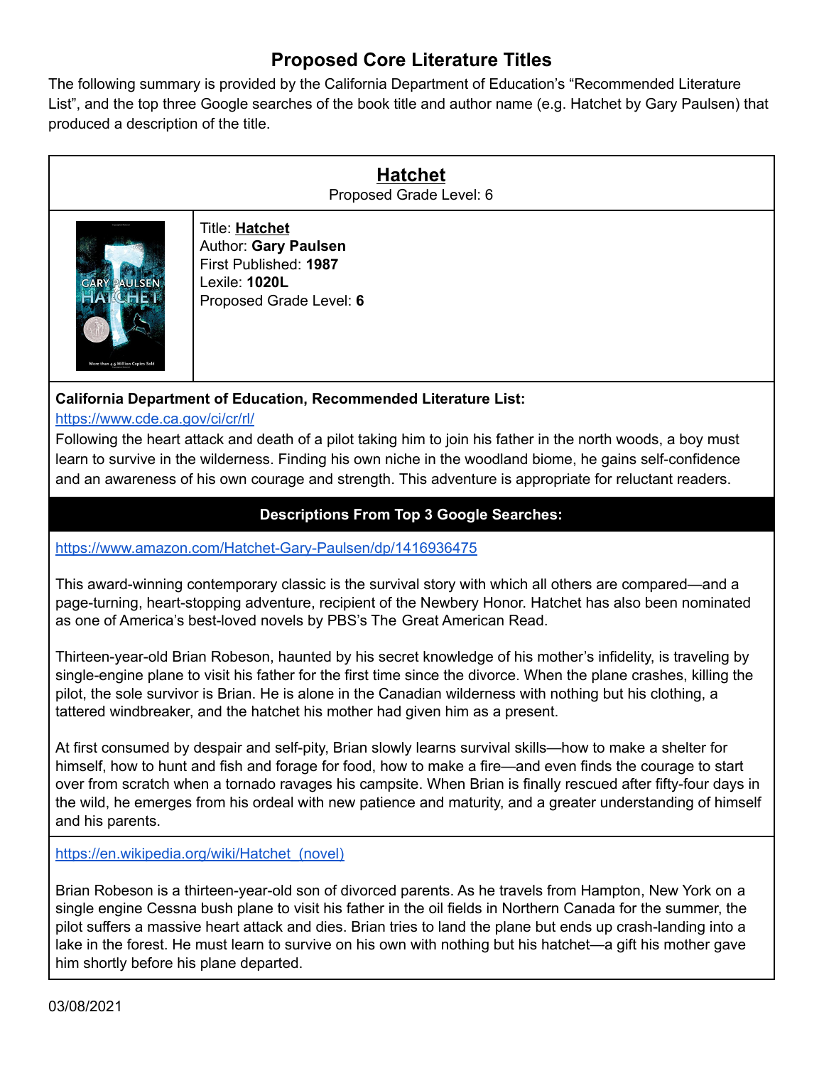# Proposed Core Literature Titles

The following summary is provided by the California Department of Education's "Recommended Literature List", and the top three Google searches of the book title and author name (e.g. Hatchet by Gary Paulsen) that produced a description of the title.

## Hatchet

Proposed Grade Level: 6

Title: **Hatchet**
Author: **Gary Paulsen**
First Published: **1987**
Lexile: **1020L**
Proposed Grade Level: **6**

**California Department of Education, Recommended Literature List:**
https://www.cde.ca.gov/ci/cr/rl/

Following the heart attack and death of a pilot taking him to join his father in the north woods, a boy must learn to survive in the wilderness. Finding his own niche in the woodland biome, he gains self-confidence and an awareness of his own courage and strength. This adventure is appropriate for reluctant readers.

**Descriptions From Top 3 Google Searches:**

https://www.amazon.com/Hatchet-Gary-Paulsen/dp/1416936475

This award-winning contemporary classic is the survival story with which all others are compared—and a page-turning, heart-stopping adventure, recipient of the Newbery Honor. Hatchet has also been nominated as one of America's best-loved novels by PBS's The Great American Read.

Thirteen-year-old Brian Robeson, haunted by his secret knowledge of his mother's infidelity, is traveling by single-engine plane to visit his father for the first time since the divorce. When the plane crashes, killing the pilot, the sole survivor is Brian. He is alone in the Canadian wilderness with nothing but his clothing, a tattered windbreaker, and the hatchet his mother had given him as a present.

At first consumed by despair and self-pity, Brian slowly learns survival skills—how to make a shelter for himself, how to hunt and fish and forage for food, how to make a fire—and even finds the courage to start over from scratch when a tornado ravages his campsite. When Brian is finally rescued after fifty-four days in the wild, he emerges from his ordeal with new patience and maturity, and a greater understanding of himself and his parents.

https://en.wikipedia.org/wiki/Hatchet_(novel)

Brian Robeson is a thirteen-year-old son of divorced parents. As he travels from Hampton, New York on a single engine Cessna bush plane to visit his father in the oil fields in Northern Canada for the summer, the pilot suffers a massive heart attack and dies. Brian tries to land the plane but ends up crash-landing into a lake in the forest. He must learn to survive on his own with nothing but his hatchet—a gift his mother gave him shortly before his plane departed.

03/08/2021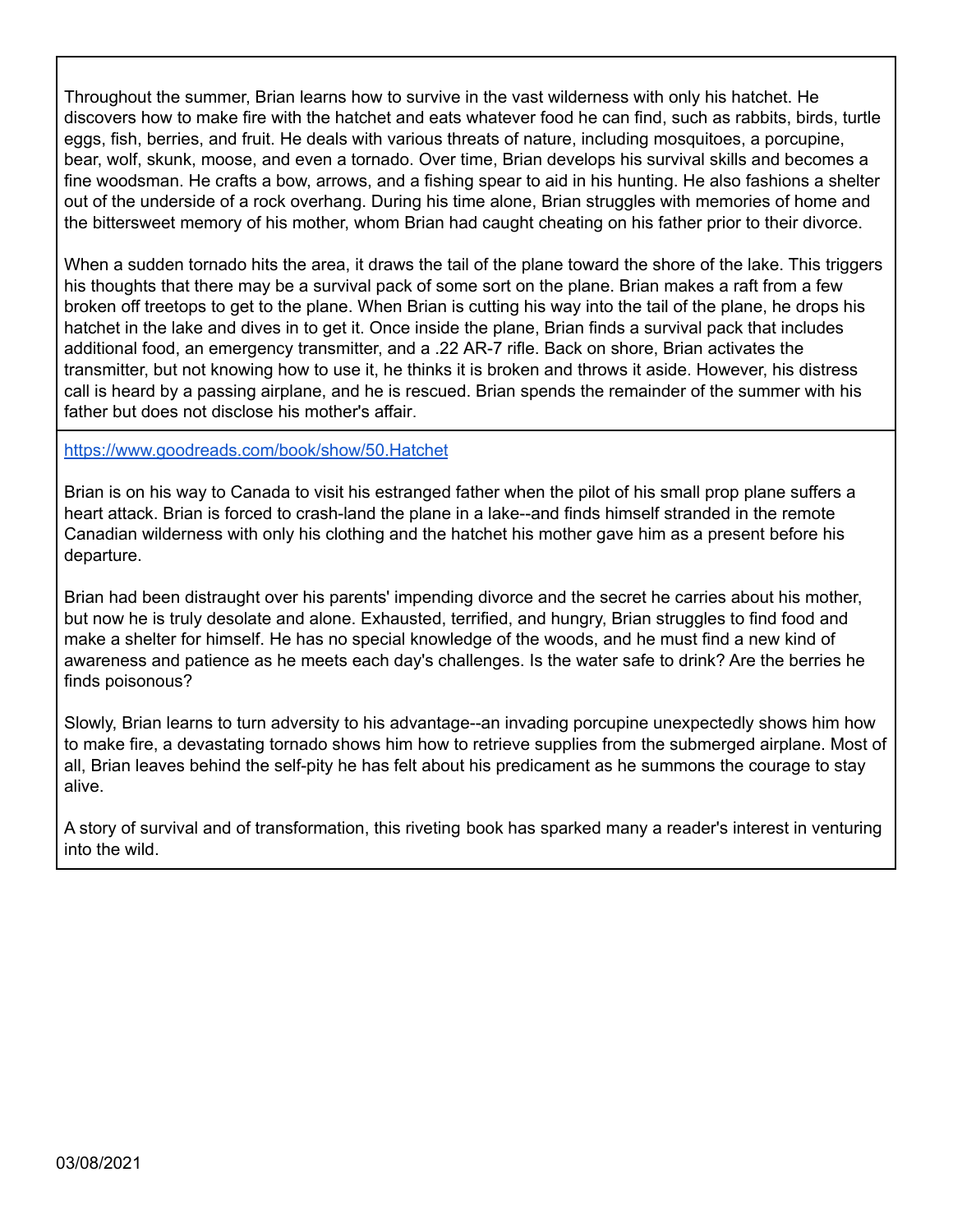Throughout the summer, Brian learns how to survive in the vast wilderness with only his hatchet. He discovers how to make fire with the hatchet and eats whatever food he can find, such as rabbits, birds, turtle eggs, fish, berries, and fruit. He deals with various threats of nature, including mosquitoes, a porcupine, bear, wolf, skunk, moose, and even a tornado. Over time, Brian develops his survival skills and becomes a fine woodsman. He crafts a bow, arrows, and a fishing spear to aid in his hunting. He also fashions a shelter out of the underside of a rock overhang. During his time alone, Brian struggles with memories of home and the bittersweet memory of his mother, whom Brian had caught cheating on his father prior to their divorce.

When a sudden tornado hits the area, it draws the tail of the plane toward the shore of the lake. This triggers his thoughts that there may be a survival pack of some sort on the plane. Brian makes a raft from a few broken off treetops to get to the plane. When Brian is cutting his way into the tail of the plane, he drops his hatchet in the lake and dives in to get it. Once inside the plane, Brian finds a survival pack that includes additional food, an emergency transmitter, and a .22 AR-7 rifle. Back on shore, Brian activates the transmitter, but not knowing how to use it, he thinks it is broken and throws it aside. However, his distress call is heard by a passing airplane, and he is rescued. Brian spends the remainder of the summer with his father but does not disclose his mother's affair.

https://www.goodreads.com/book/show/50.Hatchet

Brian is on his way to Canada to visit his estranged father when the pilot of his small prop plane suffers a heart attack. Brian is forced to crash-land the plane in a lake--and finds himself stranded in the remote Canadian wilderness with only his clothing and the hatchet his mother gave him as a present before his departure.

Brian had been distraught over his parents' impending divorce and the secret he carries about his mother, but now he is truly desolate and alone. Exhausted, terrified, and hungry, Brian struggles to find food and make a shelter for himself. He has no special knowledge of the woods, and he must find a new kind of awareness and patience as he meets each day's challenges. Is the water safe to drink? Are the berries he finds poisonous?

Slowly, Brian learns to turn adversity to his advantage--an invading porcupine unexpectedly shows him how to make fire, a devastating tornado shows him how to retrieve supplies from the submerged airplane. Most of all, Brian leaves behind the self-pity he has felt about his predicament as he summons the courage to stay alive.

A story of survival and of transformation, this riveting book has sparked many a reader's interest in venturing into the wild.

03/08/2021